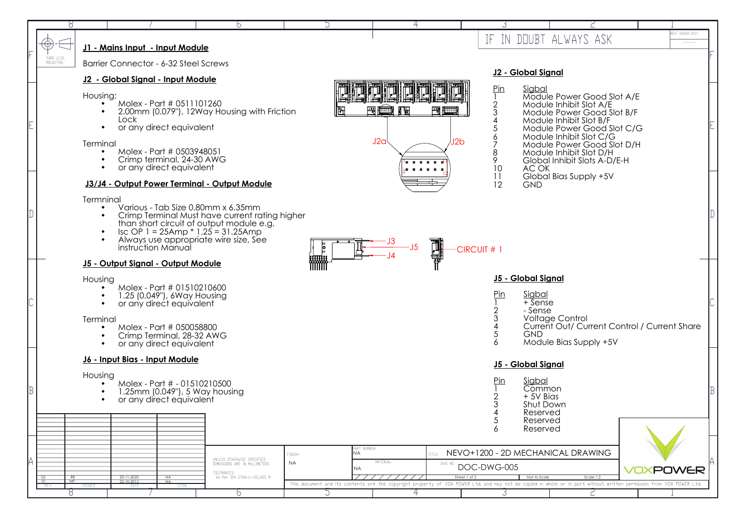IF IN DOUBT ALWAYS ASK

## J1 - Mains Input - Input Module

Barrier Connector - 6-32 Steel Screws

## J2 - Global Signal - Input Module

Housing:

- Molex - Part # 0511101260
- 2.00mm (0.079"), 12Way Housing with Friction Lock
- or any direct equivalent

Terminal

- Molex - Part # 0503948051
- Crimp terminal, 24-30 AWG
- or any direct equivalent

## J3/J4 - Output Power Terminal - Output Module

Termninal

- Various - Tab Size 0.80mm x 6.35mm
- Crimp Terminal Must have current rating higher than short circuit of output module e.g.
- Isc OP 1 = 25Amp * 1.25 = 31.25Amp
- Always use appropriate wire size, See instruction Manual

## J5 - Output Signal - Output Module

Housing

- Molex - Part # 01510210600
- 1.25 (0.049"), 6Way Housing
- or any direct equivalent

Terminal

- Molex - Part # 050058800
- Crimp Terminal, 28-32 AWG
- or any direct equivalent

## J6 - Input Bias - Input Module

Housing

- Molex - Part # - 01510210500
- 1.25mm (0.049"), 5 Way housing
- or any direct equivalent

J2a J2b J3 J4 J5 CIRCUIT # 1

## J2 - Global Signal

| Pin | Sigbal |
|---|---|
| 1 | Module Power Good Slot A/E |
| 2 | Module Inhibit Slot A/E |
| 3 | Module Power Good Slot B/F |
| 4 | Module Inhibit Slot B/F |
| 5 | Module Power Good Slot C/G |
| 6 | Module Inhibit Slot C/G |
| 7 | Module Power Good Slot D/H |
| 8 | Module Inhibit Slot D/H |
| 9 | Global Inhibit Slots A-D/E-H |
| 10 | AC OK |
| 11 | Global Bias Supply +5V |
| 12 | GND |

## J5 - Global Signal

| Pin | Sigbal |
|---|---|
| 1 | + Sense |
| 2 | - Sense |
| 3 | Voltage Control |
| 4 | Current Out/ Current Control / Current Share |
| 5 | GND |
| 6 | Module Bias Supply +5V |

## J5 - Global Signal

| Pin | Sigbal |
|---|---|
| 1 | Common |
| 2 | + 5V Bias |
| 3 | Shut Down |
| 4 | Reserved |
| 5 | Reserved |
| 6 | Reserved |

| REV | SIGNED | DATE | ECO# |
|---|---|---|---|
| 02 | RB | 23-11-2020 | NA |
| 01 | MP | 22-10-2012 | NA |

UNLESS OTHERWISE SPECIFIED DIMENSIONS ARE IN MILLIMETERS

TOLERANCES: As Per DIN 2768-1/-2CLASS M

FINISH: NA

PART NUMBER: NA

MATERIAL: NA

TITLE: NEVO+1200 - 2D MECHANICAL DRAWING

DWG NO. DOC-DWG-005

Not to Scale — Scale 1:2

VOXPOWER

This document and its contents are the copyright property of VOX POWER Ltd. and may not be copied in whole or in part without written permission from VOX POWER Ltd.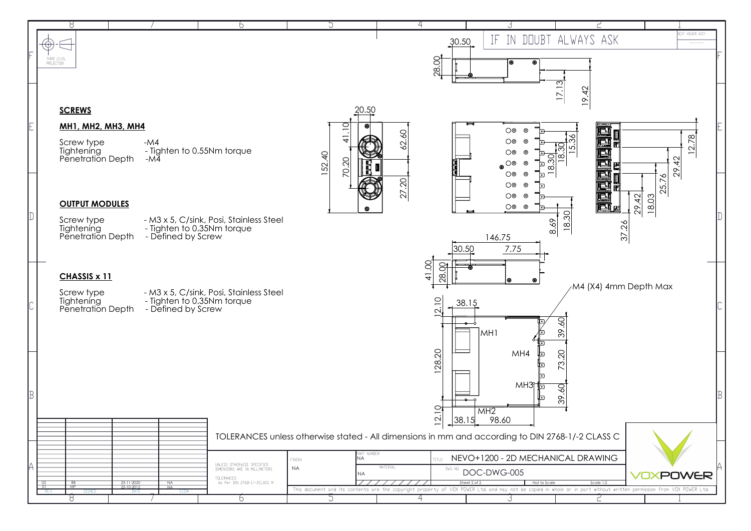THIRD LEVEL PROJECTION

IF IN DOUBT ALWAYS ASK

NEXT HIGHER ASSY

## SCREWS

### MH1, MH2, MH3, MH4

Screw type -M4
Tightening - Tighten to 0.55Nm torque
Penetration Depth -M4

### OUTPUT MODULES

Screw type - M3 x 5, C/sink, Posi, Stainless Steel
Tightening - Tighten to 0.35Nm torque
Penetration Depth - Defined by Screw

### CHASSIS x 11

Screw type - M3 x 5, C/sink, Posi, Stainless Steel
Tightening - Tighten to 0.35Nm torque
Penetration Depth - Defined by Screw

30.50
28.00
17.13
19.42
20.50
41.10
62.60
152.40
70.20
27.20
15.36
18.30
18.30
8.69
18.30
12.78
29.42
25.76
29.42
18.03
37.26
146.75
30.50
7.75
41.00
28.00
M4 (X4) 4mm Depth Max
12.10
38.15
MH1
39.60
MH4
128.20
73.20
MH3
39.60
MH2
12.10
38.15
98.60

TOLERANCES unless otherwise stated - All dimensions in mm and according to DIN 2768-1/-2 CLASS C

| REV | SIGNED | DATE | ECO# |
|---|---|---|---|
| 02 | RB | 23-11-2020 | NA |
| 01 | MP | 22-10-2012 | NA |

UNLESS OTHERWISE SPECIFIED DIMENSIONS ARE IN MILLIMETERS
TOLERANCES: As Per DIN 2768-1/-2CLASS M

FINISH: NA
PART NUMBER: NA
MATERIAL: NA
TITLE: NEVO+1200 - 2D MECHANICAL DRAWING
DWG NO. DOC-DWG-005
Not to Scale
Scale 1:2

VOXPOWER

This document and its contents are the copyright property of VOX POWER Ltd. and may not be copied in whole or in part without written permission from VOX POWER Ltd.